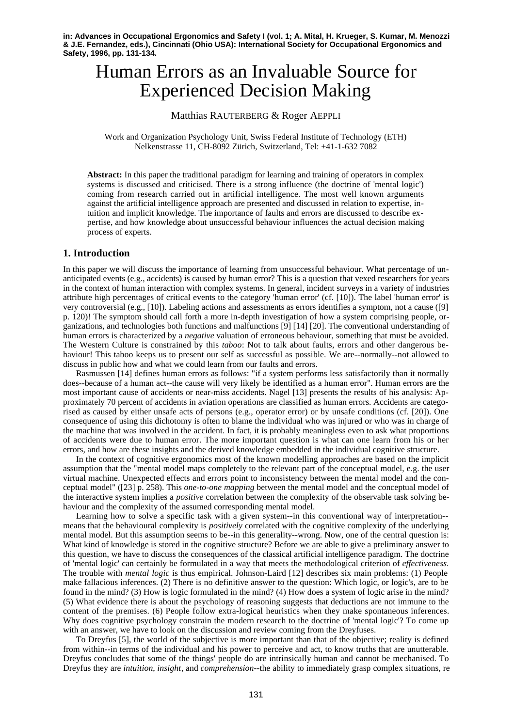**in: Advances in Occupational Ergonomics and Safety I (vol. 1; A. Mital, H. Krueger, S. Kumar, M. Menozzi & J.E. Fernandez, eds.), Cincinnati (Ohio USA): International Society for Occupational Ergonomics and Safety, 1996, pp. 131-134.**

# Human Errors as an Invaluable Source for Experienced Decision Making

Matthias RAUTERBERG & Roger AEPPLI

Work and Organization Psychology Unit, Swiss Federal Institute of Technology (ETH)
Nelkenstrasse 11, CH-8092 Zürich, Switzerland, Tel: +41-1-632 7082

**Abstract:** In this paper the traditional paradigm for learning and training of operators in complex systems is discussed and criticised. There is a strong influence (the doctrine of 'mental logic') coming from research carried out in artificial intelligence. The most well known arguments against the artificial intelligence approach are presented and discussed in relation to expertise, intuition and implicit knowledge. The importance of faults and errors are discussed to describe expertise, and how knowledge about unsuccessful behaviour influences the actual decision making process of experts.

## 1. Introduction

In this paper we will discuss the importance of learning from unsuccessful behaviour. What percentage of unanticipated events (e.g., accidents) is caused by human error? This is a question that vexed researchers for years in the context of human interaction with complex systems. In general, incident surveys in a variety of industries attribute high percentages of critical events to the category 'human error' (cf. [10]). The label 'human error' is very controversial (e.g., [10]). Labeling actions and assessments as errors identifies a symptom, not a cause ([9] p. 120)! The symptom should call forth a more in-depth investigation of how a system comprising people, organizations, and technologies both functions and malfunctions [9] [14] [20]. The conventional understanding of human errors is characterized by a *negative* valuation of erroneous behaviour, something that must be avoided. The Western Culture is constrained by this *taboo*: Not to talk about faults, errors and other dangerous behaviour! This taboo keeps us to present our self as successful as possible. We are--normally--not allowed to discuss in public how and what we could learn from our faults and errors.

Rasmussen [14] defines human errors as follows: "if a system performs less satisfactorily than it normally does--because of a human act--the cause will very likely be identified as a human error". Human errors are the most important cause of accidents or near-miss accidents. Nagel [13] presents the results of his analysis: Approximately 70 percent of accidents in aviation operations are classified as human errors. Accidents are categorised as caused by either unsafe acts of persons (e.g., operator error) or by unsafe conditions (cf. [20]). One consequence of using this dichotomy is often to blame the individual who was injured or who was in charge of the machine that was involved in the accident. In fact, it is probably meaningless even to ask what proportions of accidents were due to human error. The more important question is what can one learn from his or her errors, and how are these insights and the derived knowledge embedded in the individual cognitive structure.

In the context of cognitive ergonomics most of the known modelling approaches are based on the implicit assumption that the "mental model maps completely to the relevant part of the conceptual model, e.g. the user virtual machine. Unexpected effects and errors point to inconsistency between the mental model and the conceptual model" ([23] p. 258). This *one-to-one mapping* between the mental model and the conceptual model of the interactive system implies a *positive* correlation between the complexity of the observable task solving behaviour and the complexity of the assumed corresponding mental model.

Learning how to solve a specific task with a given system--in this conventional way of interpretation--means that the behavioural complexity is *positively* correlated with the cognitive complexity of the underlying mental model. But this assumption seems to be--in this generality--wrong. Now, one of the central question is: What kind of knowledge is stored in the cognitive structure? Before we are able to give a preliminary answer to this question, we have to discuss the consequences of the classical artificial intelligence paradigm. The doctrine of 'mental logic' can certainly be formulated in a way that meets the methodological criterion of *effectiveness*. The trouble with *mental logic* is thus empirical. Johnson-Laird [12] describes six main problems: (1) People make fallacious inferences. (2) There is no definitive answer to the question: Which logic, or logic's, are to be found in the mind? (3) How is logic formulated in the mind? (4) How does a system of logic arise in the mind? (5) What evidence there is about the psychology of reasoning suggests that deductions are not immune to the content of the premises. (6) People follow extra-logical heuristics when they make spontaneous inferences. Why does cognitive psychology constrain the modern research to the doctrine of 'mental logic'? To come up with an answer, we have to look on the discussion and review coming from the Dreyfuses.

To Dreyfus [5], the world of the subjective is more important than that of the objective; reality is defined from within--in terms of the individual and his power to perceive and act, to know truths that are unutterable. Dreyfus concludes that some of the things' people do are intrinsically human and cannot be mechanised. To Dreyfus they are *intuition*, *insight*, and *comprehension*--the ability to immediately grasp complex situations, re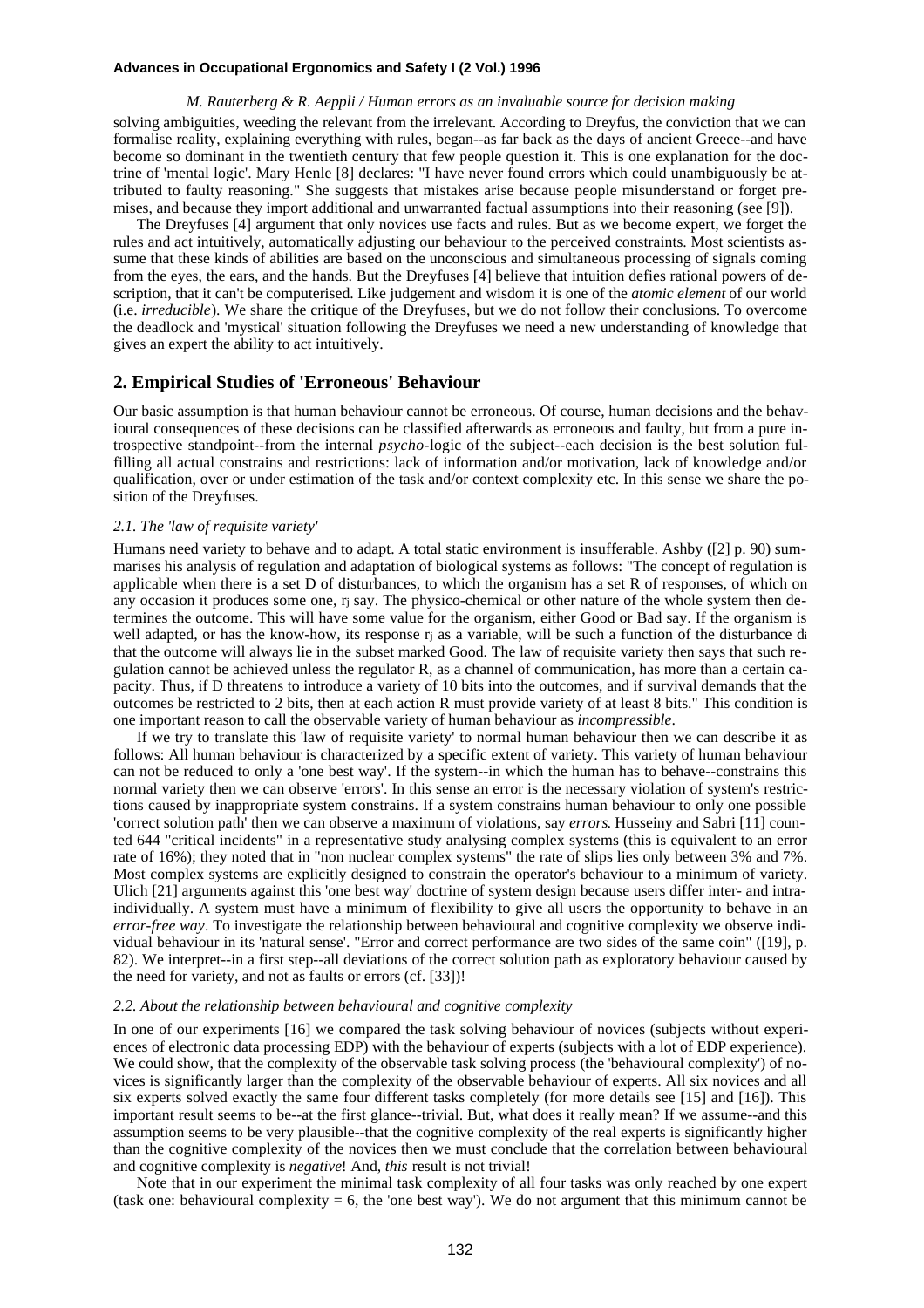solving ambiguities, weeding the relevant from the irrelevant. According to Dreyfus, the conviction that we can formalise reality, explaining everything with rules, began--as far back as the days of ancient Greece--and have become so dominant in the twentieth century that few people question it. This is one explanation for the doctrine of 'mental logic'. Mary Henle [8] declares: "I have never found errors which could unambiguously be attributed to faulty reasoning." She suggests that mistakes arise because people misunderstand or forget premises, and because they import additional and unwarranted factual assumptions into their reasoning (see [9]).

The Dreyfuses [4] argument that only novices use facts and rules. But as we become expert, we forget the rules and act intuitively, automatically adjusting our behaviour to the perceived constraints. Most scientists assume that these kinds of abilities are based on the unconscious and simultaneous processing of signals coming from the eyes, the ears, and the hands. But the Dreyfuses [4] believe that intuition defies rational powers of description, that it can't be computerised. Like judgement and wisdom it is one of the *atomic element* of our world (i.e. *irreducible*). We share the critique of the Dreyfuses, but we do not follow their conclusions. To overcome the deadlock and 'mystical' situation following the Dreyfuses we need a new understanding of knowledge that gives an expert the ability to act intuitively.

## 2. Empirical Studies of 'Erroneous' Behaviour

Our basic assumption is that human behaviour cannot be erroneous. Of course, human decisions and the behavioural consequences of these decisions can be classified afterwards as erroneous and faulty, but from a pure introspective standpoint--from the internal *psycho*-logic of the subject--each decision is the best solution fulfilling all actual constrains and restrictions: lack of information and/or motivation, lack of knowledge and/or qualification, over or under estimation of the task and/or context complexity etc. In this sense we share the position of the Dreyfuses.

### *2.1. The 'law of requisite variety'*

Humans need variety to behave and to adapt. A total static environment is insufferable. Ashby ([2] p. 90) summarises his analysis of regulation and adaptation of biological systems as follows: "The concept of regulation is applicable when there is a set D of disturbances, to which the organism has a set R of responses, of which on any occasion it produces some one, $r_j$ say. The physico-chemical or other nature of the whole system then determines the outcome. This will have some value for the organism, either Good or Bad say. If the organism is well adapted, or has the know-how, its response $r_j$ as a variable, will be such a function of the disturbance $d_i$ that the outcome will always lie in the subset marked Good. The law of requisite variety then says that such regulation cannot be achieved unless the regulator R, as a channel of communication, has more than a certain capacity. Thus, if D threatens to introduce a variety of 10 bits into the outcomes, and if survival demands that the outcomes be restricted to 2 bits, then at each action R must provide variety of at least 8 bits." This condition is one important reason to call the observable variety of human behaviour as *incompressible*.

If we try to translate this 'law of requisite variety' to normal human behaviour then we can describe it as follows: All human behaviour is characterized by a specific extent of variety. This variety of human behaviour can not be reduced to only a 'one best way'. If the system--in which the human has to behave--constrains this normal variety then we can observe 'errors'. In this sense an error is the necessary violation of system's restrictions caused by inappropriate system constrains. If a system constrains human behaviour to only one possible 'correct solution path' then we can observe a maximum of violations, say *errors*. Husseiny and Sabri [11] counted 644 "critical incidents" in a representative study analysing complex systems (this is equivalent to an error rate of 16%); they noted that in "non nuclear complex systems" the rate of slips lies only between 3% and 7%. Most complex systems are explicitly designed to constrain the operator's behaviour to a minimum of variety. Ulich [21] arguments against this 'one best way' doctrine of system design because users differ inter- and intra-individually. A system must have a minimum of flexibility to give all users the opportunity to behave in an *error-free way*. To investigate the relationship between behavioural and cognitive complexity we observe individual behaviour in its 'natural sense'. "Error and correct performance are two sides of the same coin" ([19], p. 82). We interpret--in a first step--all deviations of the correct solution path as exploratory behaviour caused by the need for variety, and not as faults or errors (cf. [33])!

### *2.2. About the relationship between behavioural and cognitive complexity*

In one of our experiments [16] we compared the task solving behaviour of novices (subjects without experiences of electronic data processing EDP) with the behaviour of experts (subjects with a lot of EDP experience). We could show, that the complexity of the observable task solving process (the 'behavioural complexity') of novices is significantly larger than the complexity of the observable behaviour of experts. All six novices and all six experts solved exactly the same four different tasks completely (for more details see [15] and [16]). This important result seems to be--at the first glance--trivial. But, what does it really mean? If we assume--and this assumption seems to be very plausible--that the cognitive complexity of the real experts is significantly higher than the cognitive complexity of the novices then we must conclude that the correlation between behavioural and cognitive complexity is *negative*! And, *this* result is not trivial!

Note that in our experiment the minimal task complexity of all four tasks was only reached by one expert (task one: behavioural complexity = 6, the 'one best way'). We do not argument that this minimum cannot be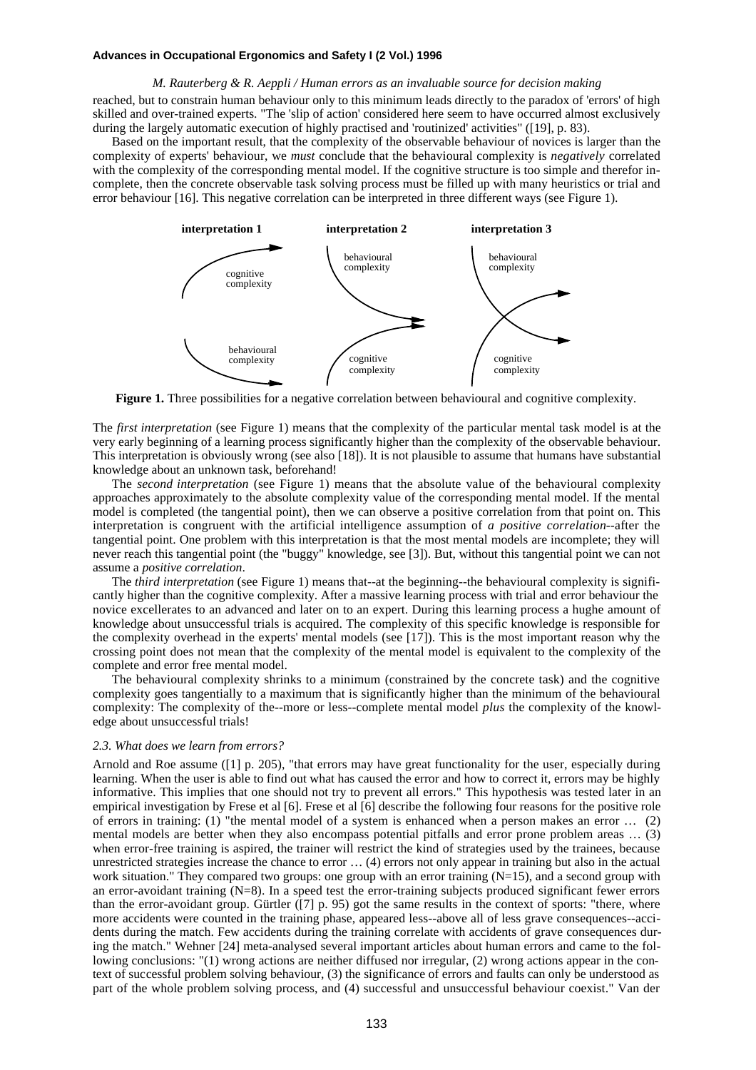reached, but to constrain human behaviour only to this minimum leads directly to the paradox of 'errors' of high skilled and over-trained experts. "The 'slip of action' considered here seem to have occurred almost exclusively during the largely automatic execution of highly practised and 'routinized' activities" ([19], p. 83).

Based on the important result, that the complexity of the observable behaviour of novices is larger than the complexity of experts' behaviour, we *must* conclude that the behavioural complexity is *negatively* correlated with the complexity of the corresponding mental model. If the cognitive structure is too simple and therefor incomplete, then the concrete observable task solving process must be filled up with many heuristics or trial and error behaviour [16]. This negative correlation can be interpreted in three different ways (see Figure 1).

**Figure 1.** Three possibilities for a negative correlation between behavioural and cognitive complexity.

The *first interpretation* (see Figure 1) means that the complexity of the particular mental task model is at the very early beginning of a learning process significantly higher than the complexity of the observable behaviour. This interpretation is obviously wrong (see also [18]). It is not plausible to assume that humans have substantial knowledge about an unknown task, beforehand!

The *second interpretation* (see Figure 1) means that the absolute value of the behavioural complexity approaches approximately to the absolute complexity value of the corresponding mental model. If the mental model is completed (the tangential point), then we can observe a positive correlation from that point on. This interpretation is congruent with the artificial intelligence assumption of *a positive correlation*--after the tangential point. One problem with this interpretation is that the most mental models are incomplete; they will never reach this tangential point (the "buggy" knowledge, see [3]). But, without this tangential point we can not assume a *positive correlation*.

The *third interpretation* (see Figure 1) means that--at the beginning--the behavioural complexity is significantly higher than the cognitive complexity. After a massive learning process with trial and error behaviour the novice excellerates to an advanced and later on to an expert. During this learning process a hughe amount of knowledge about unsuccessful trials is acquired. The complexity of this specific knowledge is responsible for the complexity overhead in the experts' mental models (see [17]). This is the most important reason why the crossing point does not mean that the complexity of the mental model is equivalent to the complexity of the complete and error free mental model.

The behavioural complexity shrinks to a minimum (constrained by the concrete task) and the cognitive complexity goes tangentially to a maximum that is significantly higher than the minimum of the behavioural complexity: The complexity of the--more or less--complete mental model *plus* the complexity of the knowledge about unsuccessful trials!

### *2.3. What does we learn from errors?*

Arnold and Roe assume ([1] p. 205), "that errors may have great functionality for the user, especially during learning. When the user is able to find out what has caused the error and how to correct it, errors may be highly informative. This implies that one should not try to prevent all errors." This hypothesis was tested later in an empirical investigation by Frese et al [6]. Frese et al [6] describe the following four reasons for the positive role of errors in training: (1) "the mental model of a system is enhanced when a person makes an error … (2) mental models are better when they also encompass potential pitfalls and error prone problem areas … (3) when error-free training is aspired, the trainer will restrict the kind of strategies used by the trainees, because unrestricted strategies increase the chance to error … (4) errors not only appear in training but also in the actual work situation." They compared two groups: one group with an error training (N=15), and a second group with an error-avoidant training (N=8). In a speed test the error-training subjects produced significant fewer errors than the error-avoidant group. Gürtler ([7] p. 95) got the same results in the context of sports: "there, where more accidents were counted in the training phase, appeared less--above all of less grave consequences--accidents during the match. Few accidents during the training correlate with accidents of grave consequences during the match." Wehner [24] meta-analysed several important articles about human errors and came to the following conclusions: "(1) wrong actions are neither diffused nor irregular, (2) wrong actions appear in the context of successful problem solving behaviour, (3) the significance of errors and faults can only be understood as part of the whole problem solving process, and (4) successful and unsuccessful behaviour coexist." Van der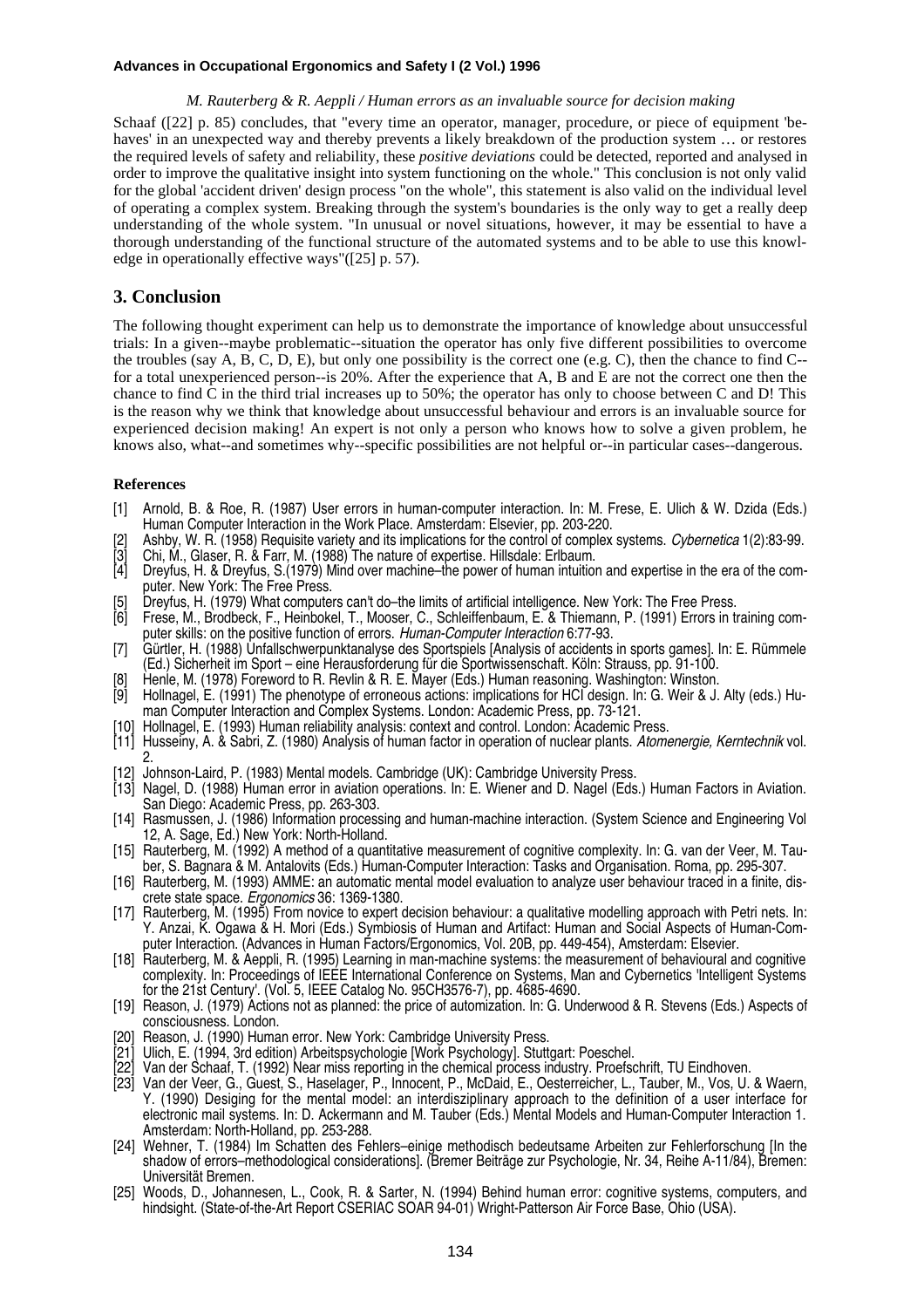Schaaf ([22] p. 85) concludes, that "every time an operator, manager, procedure, or piece of equipment 'behaves' in an unexpected way and thereby prevents a likely breakdown of the production system … or restores the required levels of safety and reliability, these *positive deviations* could be detected, reported and analysed in order to improve the qualitative insight into system functioning on the whole." This conclusion is not only valid for the global 'accident driven' design process "on the whole", this statement is also valid on the individual level of operating a complex system. Breaking through the system's boundaries is the only way to get a really deep understanding of the whole system. "In unusual or novel situations, however, it may be essential to have a thorough understanding of the functional structure of the automated systems and to be able to use this knowledge in operationally effective ways"([25] p. 57).

## 3. Conclusion

The following thought experiment can help us to demonstrate the importance of knowledge about unsuccessful trials: In a given--maybe problematic--situation the operator has only five different possibilities to overcome the troubles (say A, B, C, D, E), but only one possibility is the correct one (e.g. C), then the chance to find C--for a total unexperienced person--is 20%. After the experience that A, B and E are not the correct one then the chance to find C in the third trial increases up to 50%; the operator has only to choose between C and D! This is the reason why we think that knowledge about unsuccessful behaviour and errors is an invaluable source for experienced decision making! An expert is not only a person who knows how to solve a given problem, he knows also, what--and sometimes why--specific possibilities are not helpful or--in particular cases--dangerous.

### References

[1] Arnold, B. & Roe, R. (1987) User errors in human-computer interaction. In: M. Frese, E. Ulich & W. Dzida (Eds.) Human Computer Interaction in the Work Place. Amsterdam: Elsevier, pp. 203-220.

[2] Ashby, W. R. (1958) Requisite variety and its implications for the control of complex systems. *Cybernetica* 1(2):83-99.

[3] Chi, M., Glaser, R. & Farr, M. (1988) The nature of expertise. Hillsdale: Erlbaum.

[4] Dreyfus, H. & Dreyfus, S.(1979) Mind over machine–the power of human intuition and expertise in the era of the computer. New York: The Free Press.

[5] Dreyfus, H. (1979) What computers can't do–the limits of artificial intelligence. New York: The Free Press.

[6] Frese, M., Brodbeck, F., Heinbokel, T., Mooser, C., Schleiffenbaum, E. & Thiemann, P. (1991) Errors in training computer skills: on the positive function of errors. *Human-Computer Interaction* 6:77-93.

[7] Gürtler, H. (1988) Unfallschwerpunktanalyse des Sportspiels [Analysis of accidents in sports games]. In: E. Rümmele (Ed.) Sicherheit im Sport – eine Herausforderung für die Sportwissenschaft. Köln: Strauss, pp. 91-100.

[8] Henle, M. (1978) Foreword to R. Revlin & R. E. Mayer (Eds.) Human reasoning. Washington: Winston.

[9] Hollnagel, E. (1991) The phenotype of erroneous actions: implications for HCI design. In: G. Weir & J. Alty (eds.) Human Computer Interaction and Complex Systems. London: Academic Press, pp. 73-121.

[10] Hollnagel, E. (1993) Human reliability analysis: context and control. London: Academic Press.

[11] Husseiny, A. & Sabri, Z. (1980) Analysis of human factor in operation of nuclear plants. *Atomenergie, Kerntechnik* vol. 2.

[12] Johnson-Laird, P. (1983) Mental models. Cambridge (UK): Cambridge University Press.

[13] Nagel, D. (1988) Human error in aviation operations. In: E. Wiener and D. Nagel (Eds.) Human Factors in Aviation. San Diego: Academic Press, pp. 263-303.

[14] Rasmussen, J. (1986) Information processing and human-machine interaction. (System Science and Engineering Vol 12, A. Sage, Ed.) New York: North-Holland.

[15] Rauterberg, M. (1992) A method of a quantitative measurement of cognitive complexity. In: G. van der Veer, M. Tauber, S. Bagnara & M. Antalovits (Eds.) Human-Computer Interaction: Tasks and Organisation. Roma, pp. 295-307.

[16] Rauterberg, M. (1993) AMME: an automatic mental model evaluation to analyze user behaviour traced in a finite, discrete state space. *Ergonomics* 36: 1369-1380.

[17] Rauterberg, M. (1995) From novice to expert decision behaviour: a qualitative modelling approach with Petri nets. In: Y. Anzai, K. Ogawa & H. Mori (Eds.) Symbiosis of Human and Artifact: Human and Social Aspects of Human-Computer Interaction. (Advances in Human Factors/Ergonomics, Vol. 20B, pp. 449-454), Amsterdam: Elsevier.

[18] Rauterberg, M. & Aeppli, R. (1995) Learning in man-machine systems: the measurement of behavioural and cognitive complexity. In: Proceedings of IEEE International Conference on Systems, Man and Cybernetics 'Intelligent Systems for the 21st Century'. (Vol. 5, IEEE Catalog No. 95CH3576-7), pp. 4685-4690.

[19] Reason, J. (1979) Actions not as planned: the price of automization. In: G. Underwood & R. Stevens (Eds.) Aspects of consciousness. London.

[20] Reason, J. (1990) Human error. New York: Cambridge University Press.

[21] Ulich, E. (1994, 3rd edition) Arbeitspsychologie [Work Psychology]. Stuttgart: Poeschel.

[22] Van der Schaaf, T. (1992) Near miss reporting in the chemical process industry. Proefschrift, TU Eindhoven.

[23] Van der Veer, G., Guest, S., Haselager, P., Innocent, P., McDaid, E., Oesterreicher, L., Tauber, M., Vos, U. & Waern, Y. (1990) Desiging for the mental model: an interdisziplinary approach to the definition of a user interface for electronic mail systems. In: D. Ackermann and M. Tauber (Eds.) Mental Models and Human-Computer Interaction 1. Amsterdam: North-Holland, pp. 253-288.

[24] Wehner, T. (1984) Im Schatten des Fehlers–einige methodisch bedeutsame Arbeiten zur Fehlerforschung [In the shadow of errors–methodological considerations]. (Bremer Beiträge zur Psychologie, Nr. 34, Reihe A-11/84), Bremen: Universität Bremen.

[25] Woods, D., Johannesen, L., Cook, R. & Sarter, N. (1994) Behind human error: cognitive systems, computers, and hindsight. (State-of-the-Art Report CSERIAC SOAR 94-01) Wright-Patterson Air Force Base, Ohio (USA).